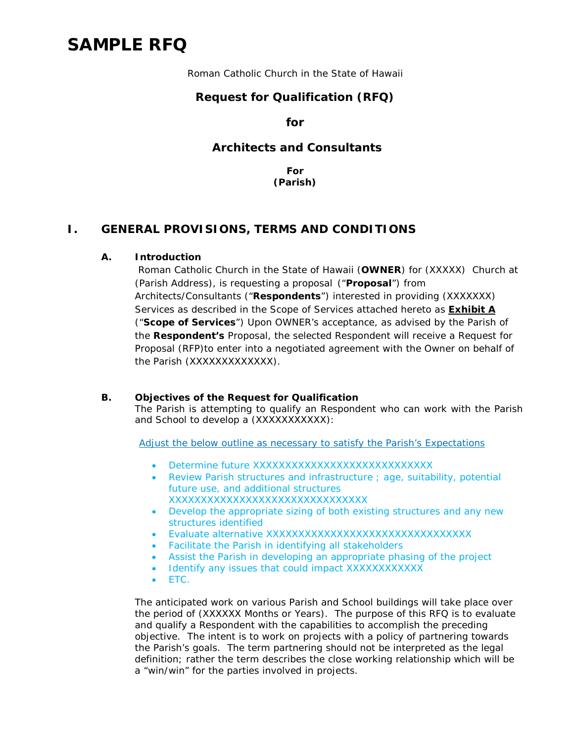# SAMPLE RFQ

Roman Catholic Church in the State of Hawaii

## Request for Qualification (RFQ)

## for

## Architects and Consultants

**For**
**(Parish)**

## I. GENERAL PROVISIONS, TERMS AND CONDITIONS

### A. Introduction

Roman Catholic Church in the State of Hawaii (**OWNER**) for (XXXXX) Church at (Parish Address), is requesting a proposal ("**Proposal**") from Architects/Consultants ("**Respondents**") interested in providing (XXXXXXX) Services as described in the Scope of Services attached hereto as **Exhibit A** ("**Scope of Services**") Upon OWNER's acceptance, as advised by the Parish of the **Respondent's** Proposal, the selected Respondent will receive a Request for Proposal (RFP)to enter into a negotiated agreement with the Owner on behalf of the Parish (XXXXXXXXXXXXX).

### B. Objectives of the Request for Qualification

The Parish is attempting to qualify an Respondent who can work with the Parish and School to develop a (XXXXXXXXXXX):

Adjust the below outline as necessary to satisfy the Parish's Expectations

- Determine future XXXXXXXXXXXXXXXXXXXXXXXXXXXX
- Review Parish structures and infrastructure ; age, suitability, potential future use, and additional structures XXXXXXXXXXXXXXXXXXXXXXXXXXXXXXXX
- Develop the appropriate sizing of both existing structures and any new structures identified
- Evaluate alternative XXXXXXXXXXXXXXXXXXXXXXXXXXXXXXXX
- Facilitate the Parish in identifying all stakeholders
- Assist the Parish in developing an appropriate phasing of the project
- Identify any issues that could impact XXXXXXXXXXXX
- ETC.

The anticipated work on various Parish and School buildings will take place over the period of (XXXXXX Months or Years). The purpose of this RFQ is to evaluate and qualify a Respondent with the capabilities to accomplish the preceding objective. The intent is to work on projects with a policy of partnering towards the Parish's goals. The term partnering should not be interpreted as the legal definition; rather the term describes the close working relationship which will be a "win/win" for the parties involved in projects.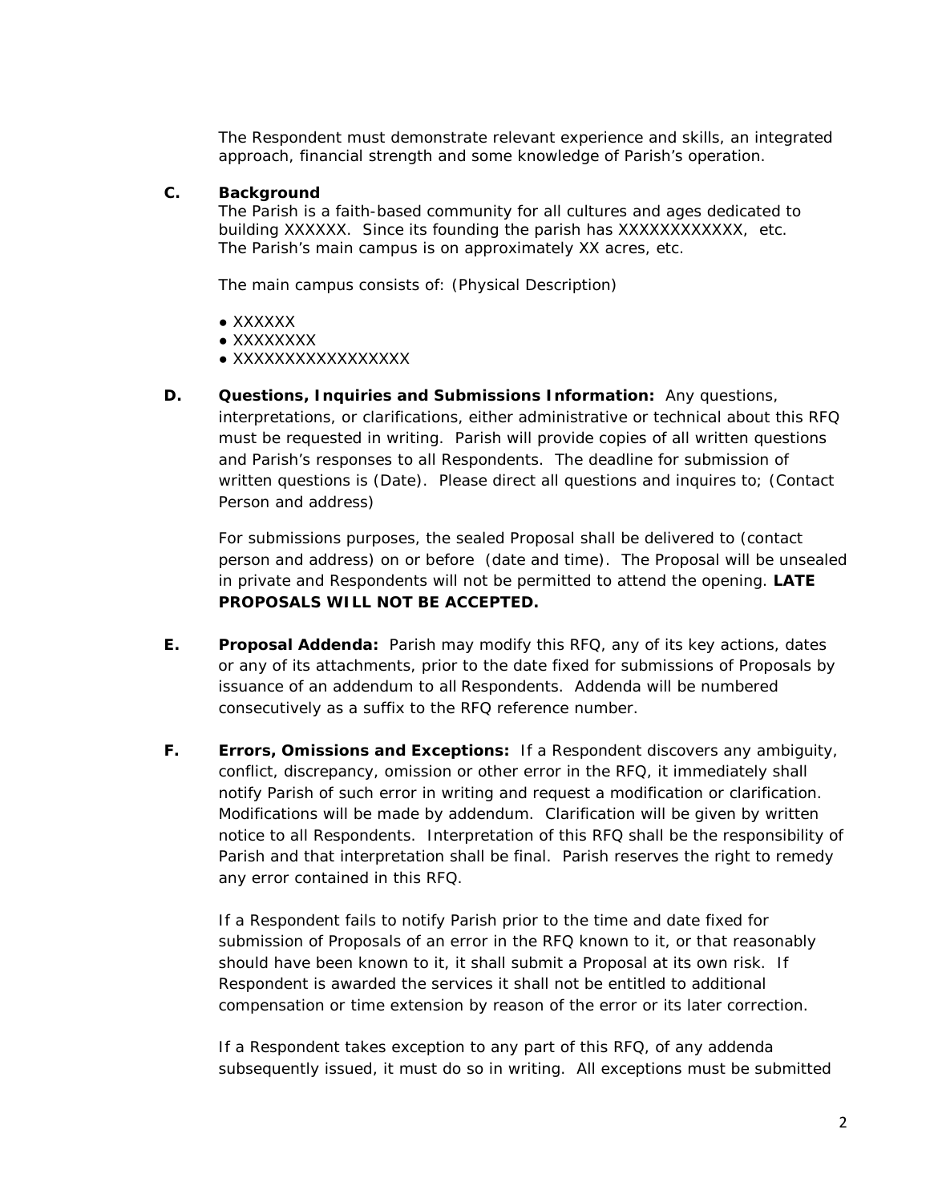The Respondent must demonstrate relevant experience and skills, an integrated approach, financial strength and some knowledge of Parish's operation.

**C. Background**

The Parish is a faith-based community for all cultures and ages dedicated to building XXXXXX. Since its founding the parish has XXXXXXXXXXXX, etc. The Parish's main campus is on approximately XX acres, etc.

The main campus consists of: (Physical Description)

- XXXXXX
- XXXXXXXX
- XXXXXXXXXXXXXXXXX

**D. Questions, Inquiries and Submissions Information:** Any questions, interpretations, or clarifications, either administrative or technical about this RFQ must be requested in writing. Parish will provide copies of all written questions and Parish's responses to all Respondents. The deadline for submission of written questions is (Date). Please direct all questions and inquires to; (Contact Person and address)

For submissions purposes, the sealed Proposal shall be delivered to (contact person and address) on or before (date and time). The Proposal will be unsealed in private and Respondents will not be permitted to attend the opening. **LATE PROPOSALS WILL NOT BE ACCEPTED.**

**E. Proposal Addenda:** Parish may modify this RFQ, any of its key actions, dates or any of its attachments, prior to the date fixed for submissions of Proposals by issuance of an addendum to all Respondents. Addenda will be numbered consecutively as a suffix to the RFQ reference number.

**F. Errors, Omissions and Exceptions:** If a Respondent discovers any ambiguity, conflict, discrepancy, omission or other error in the RFQ, it immediately shall notify Parish of such error in writing and request a modification or clarification. Modifications will be made by addendum. Clarification will be given by written notice to all Respondents. Interpretation of this RFQ shall be the responsibility of Parish and that interpretation shall be final. Parish reserves the right to remedy any error contained in this RFQ.

If a Respondent fails to notify Parish prior to the time and date fixed for submission of Proposals of an error in the RFQ known to it, or that reasonably should have been known to it, it shall submit a Proposal at its own risk. If Respondent is awarded the services it shall not be entitled to additional compensation or time extension by reason of the error or its later correction.

If a Respondent takes exception to any part of this RFQ, of any addenda subsequently issued, it must do so in writing. All exceptions must be submitted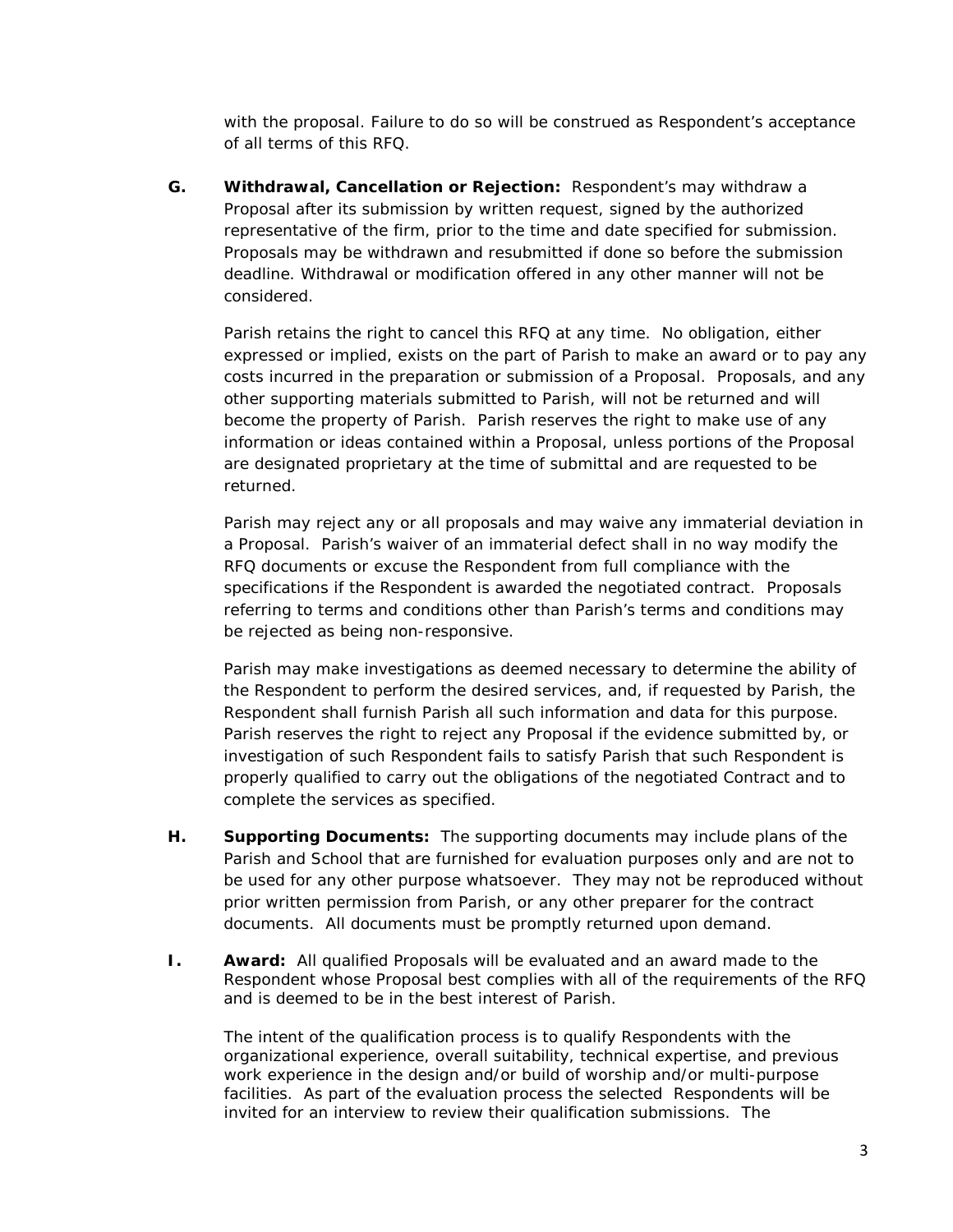with the proposal. Failure to do so will be construed as Respondent's acceptance of all terms of this RFQ.

**G. Withdrawal, Cancellation or Rejection:** Respondent's may withdraw a Proposal after its submission by written request, signed by the authorized representative of the firm, prior to the time and date specified for submission. Proposals may be withdrawn and resubmitted if done so before the submission deadline. Withdrawal or modification offered in any other manner will not be considered.

Parish retains the right to cancel this RFQ at any time. No obligation, either expressed or implied, exists on the part of Parish to make an award or to pay any costs incurred in the preparation or submission of a Proposal. Proposals, and any other supporting materials submitted to Parish, will not be returned and will become the property of Parish. Parish reserves the right to make use of any information or ideas contained within a Proposal, unless portions of the Proposal are designated proprietary at the time of submittal and are requested to be returned.

Parish may reject any or all proposals and may waive any immaterial deviation in a Proposal. Parish's waiver of an immaterial defect shall in no way modify the RFQ documents or excuse the Respondent from full compliance with the specifications if the Respondent is awarded the negotiated contract. Proposals referring to terms and conditions other than Parish's terms and conditions may be rejected as being non-responsive.

Parish may make investigations as deemed necessary to determine the ability of the Respondent to perform the desired services, and, if requested by Parish, the Respondent shall furnish Parish all such information and data for this purpose. Parish reserves the right to reject any Proposal if the evidence submitted by, or investigation of such Respondent fails to satisfy Parish that such Respondent is properly qualified to carry out the obligations of the negotiated Contract and to complete the services as specified.

**H. Supporting Documents:** The supporting documents may include plans of the Parish and School that are furnished for evaluation purposes only and are not to be used for any other purpose whatsoever. They may not be reproduced without prior written permission from Parish, or any other preparer for the contract documents. All documents must be promptly returned upon demand.

**I. Award:** All qualified Proposals will be evaluated and an award made to the Respondent whose Proposal best complies with all of the requirements of the RFQ and is deemed to be in the best interest of Parish.

The intent of the qualification process is to qualify Respondents with the organizational experience, overall suitability, technical expertise, and previous work experience in the design and/or build of worship and/or multi-purpose facilities. As part of the evaluation process the selected Respondents will be invited for an interview to review their qualification submissions. The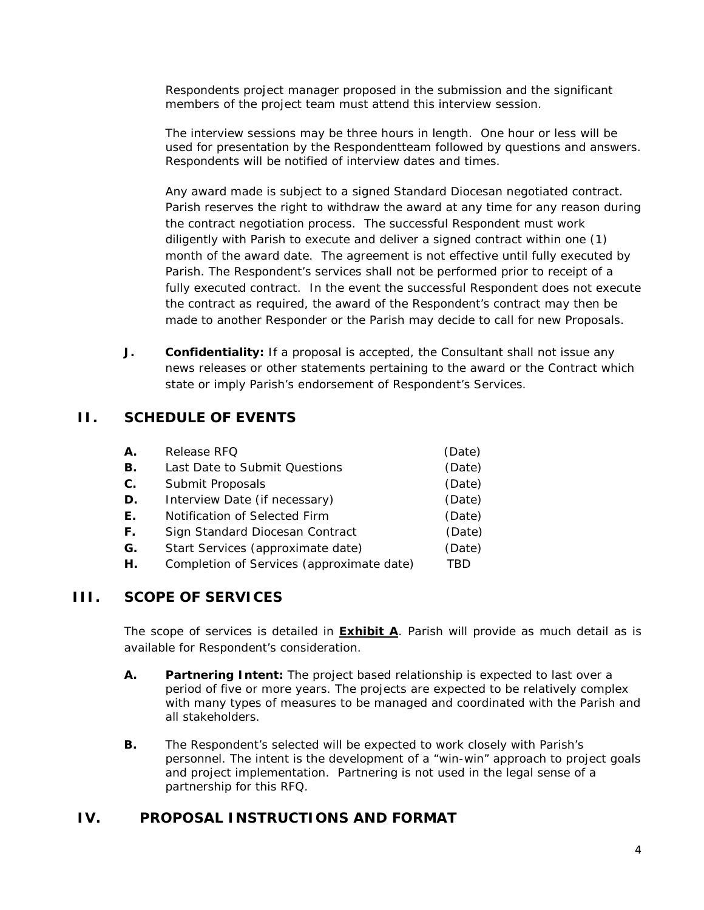Respondents project manager proposed in the submission and the significant members of the project team must attend this interview session.

The interview sessions may be three hours in length. One hour or less will be used for presentation by the Respondentteam followed by questions and answers. Respondents will be notified of interview dates and times.

Any award made is subject to a signed Standard Diocesan negotiated contract. Parish reserves the right to withdraw the award at any time for any reason during the contract negotiation process. The successful Respondent must work diligently with Parish to execute and deliver a signed contract within one (1) month of the award date. The agreement is not effective until fully executed by Parish. The Respondent's services shall not be performed prior to receipt of a fully executed contract. In the event the successful Respondent does not execute the contract as required, the award of the Respondent's contract may then be made to another Responder or the Parish may decide to call for new Proposals.

**J.** **Confidentiality:** If a proposal is accepted, the Consultant shall not issue any news releases or other statements pertaining to the award or the Contract which state or imply Parish's endorsement of Respondent's Services.

## II. SCHEDULE OF EVENTS

| | | |
|---|---|---|
| **A.** | Release RFQ | (Date) |
| **B.** | Last Date to Submit Questions | (Date) |
| **C.** | Submit Proposals | (Date) |
| **D.** | Interview Date (if necessary) | (Date) |
| **E.** | Notification of Selected Firm | (Date) |
| **F.** | Sign Standard Diocesan Contract | (Date) |
| **G.** | Start Services (approximate date) | (Date) |
| **H.** | Completion of Services (approximate date) | TBD |

## III. SCOPE OF SERVICES

The scope of services is detailed in **Exhibit A**. Parish will provide as much detail as is available for Respondent's consideration.

**A.** **Partnering Intent:** The project based relationship is expected to last over a period of five or more years. The projects are expected to be relatively complex with many types of measures to be managed and coordinated with the Parish and all stakeholders.

**B.** The Respondent's selected will be expected to work closely with Parish's personnel. The intent is the development of a "win-win" approach to project goals and project implementation. Partnering is not used in the legal sense of a partnership for this RFQ.

## IV. PROPOSAL INSTRUCTIONS AND FORMAT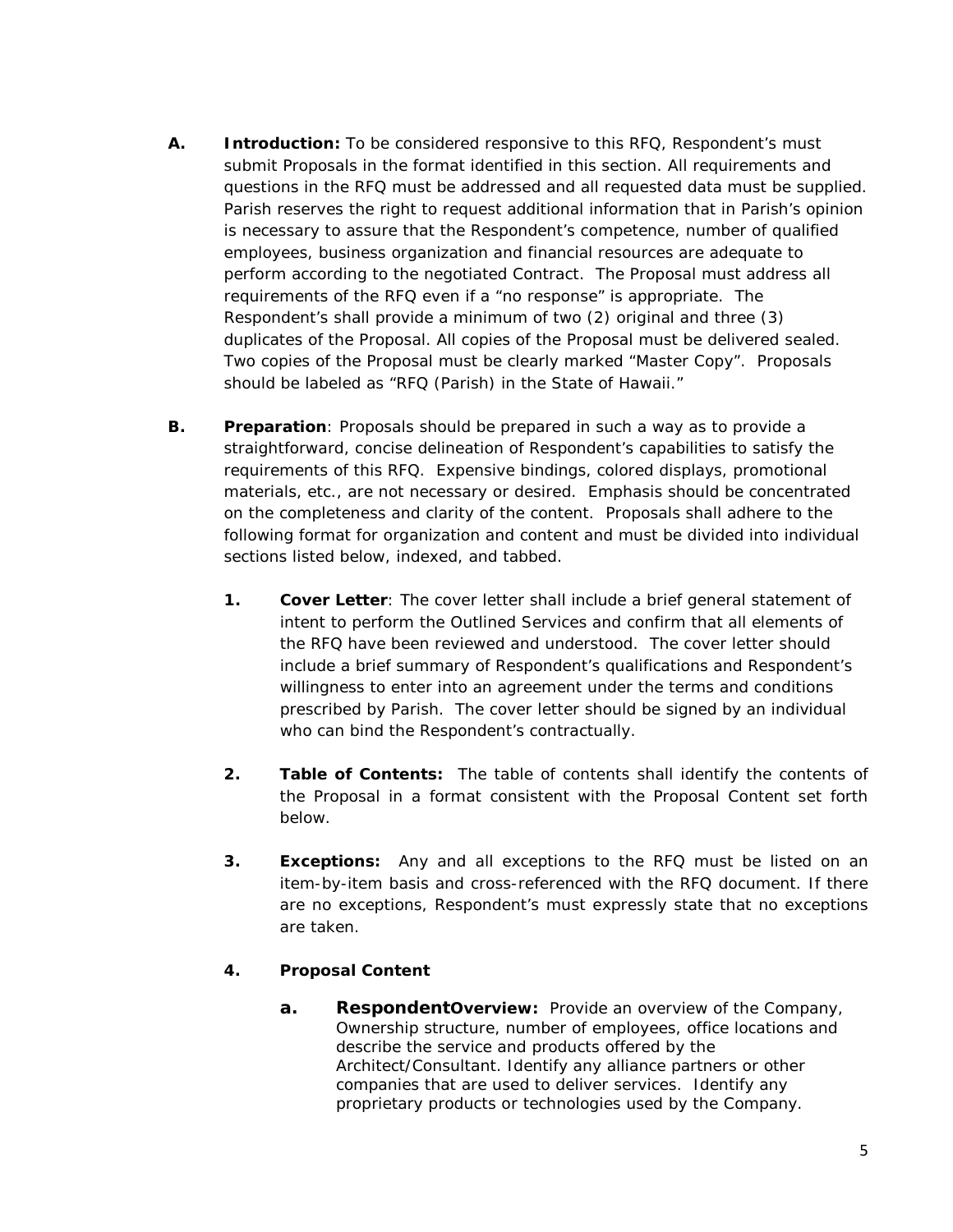**A. Introduction:** To be considered responsive to this RFQ, Respondent's must submit Proposals in the format identified in this section. All requirements and questions in the RFQ must be addressed and all requested data must be supplied. Parish reserves the right to request additional information that in Parish's opinion is necessary to assure that the Respondent's competence, number of qualified employees, business organization and financial resources are adequate to perform according to the negotiated Contract. The Proposal must address all requirements of the RFQ even if a "no response" is appropriate. The Respondent's shall provide a minimum of two (2) original and three (3) duplicates of the Proposal. All copies of the Proposal must be delivered sealed. Two copies of the Proposal must be clearly marked "Master Copy". Proposals should be labeled as "RFQ (Parish) in the State of Hawaii."

**B. Preparation**: Proposals should be prepared in such a way as to provide a straightforward, concise delineation of Respondent's capabilities to satisfy the requirements of this RFQ. Expensive bindings, colored displays, promotional materials, etc., are not necessary or desired. Emphasis should be concentrated on the completeness and clarity of the content. Proposals shall adhere to the following format for organization and content and must be divided into individual sections listed below, indexed, and tabbed.

1. **Cover Letter**: The cover letter shall include a brief general statement of intent to perform the Outlined Services and confirm that all elements of the RFQ have been reviewed and understood. The cover letter should include a brief summary of Respondent's qualifications and Respondent's willingness to enter into an agreement under the terms and conditions prescribed by Parish. The cover letter should be signed by an individual who can bind the Respondent's contractually.

2. **Table of Contents:** The table of contents shall identify the contents of the Proposal in a format consistent with the Proposal Content set forth below.

3. **Exceptions:** Any and all exceptions to the RFQ must be listed on an item-by-item basis and cross-referenced with the RFQ document. If there are no exceptions, Respondent's must expressly state that no exceptions are taken.

4. **Proposal Content**

   a. **RespondentOverview:** Provide an overview of the Company, Ownership structure, number of employees, office locations and describe the service and products offered by the Architect/Consultant. Identify any alliance partners or other companies that are used to deliver services. Identify any proprietary products or technologies used by the Company.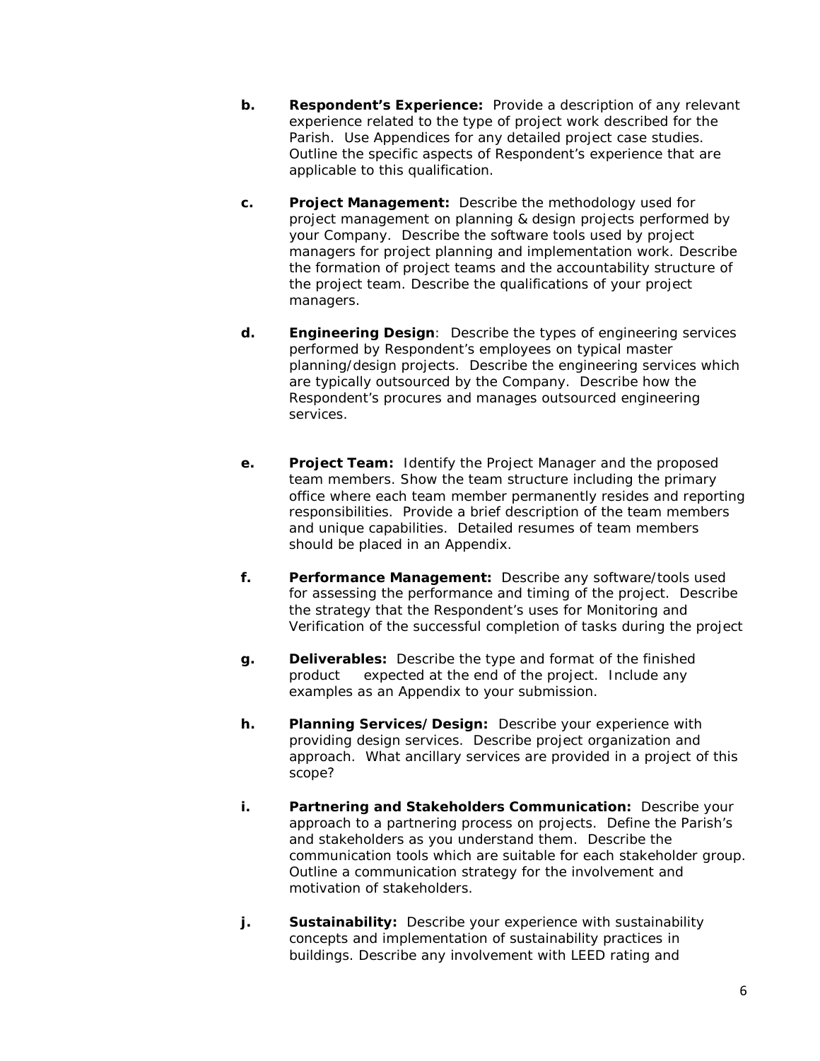b. **Respondent's Experience:** Provide a description of any relevant experience related to the type of project work described for the Parish. Use Appendices for any detailed project case studies. Outline the specific aspects of Respondent's experience that are applicable to this qualification.

c. **Project Management:** Describe the methodology used for project management on planning & design projects performed by your Company. Describe the software tools used by project managers for project planning and implementation work. Describe the formation of project teams and the accountability structure of the project team. Describe the qualifications of your project managers.

d. **Engineering Design**: Describe the types of engineering services performed by Respondent's employees on typical master planning/design projects. Describe the engineering services which are typically outsourced by the Company. Describe how the Respondent's procures and manages outsourced engineering services.

e. **Project Team:** Identify the Project Manager and the proposed team members. Show the team structure including the primary office where each team member permanently resides and reporting responsibilities. Provide a brief description of the team members and unique capabilities. Detailed resumes of team members should be placed in an Appendix.

f. **Performance Management:** Describe any software/tools used for assessing the performance and timing of the project. Describe the strategy that the Respondent's uses for Monitoring and Verification of the successful completion of tasks during the project

g. **Deliverables:** Describe the type and format of the finished product expected at the end of the project. Include any examples as an Appendix to your submission.

h. **Planning Services/Design:** Describe your experience with providing design services. Describe project organization and approach. What ancillary services are provided in a project of this scope?

i. **Partnering and Stakeholders Communication:** Describe your approach to a partnering process on projects. Define the Parish's and stakeholders as you understand them. Describe the communication tools which are suitable for each stakeholder group. Outline a communication strategy for the involvement and motivation of stakeholders.

j. **Sustainability:** Describe your experience with sustainability concepts and implementation of sustainability practices in buildings. Describe any involvement with LEED rating and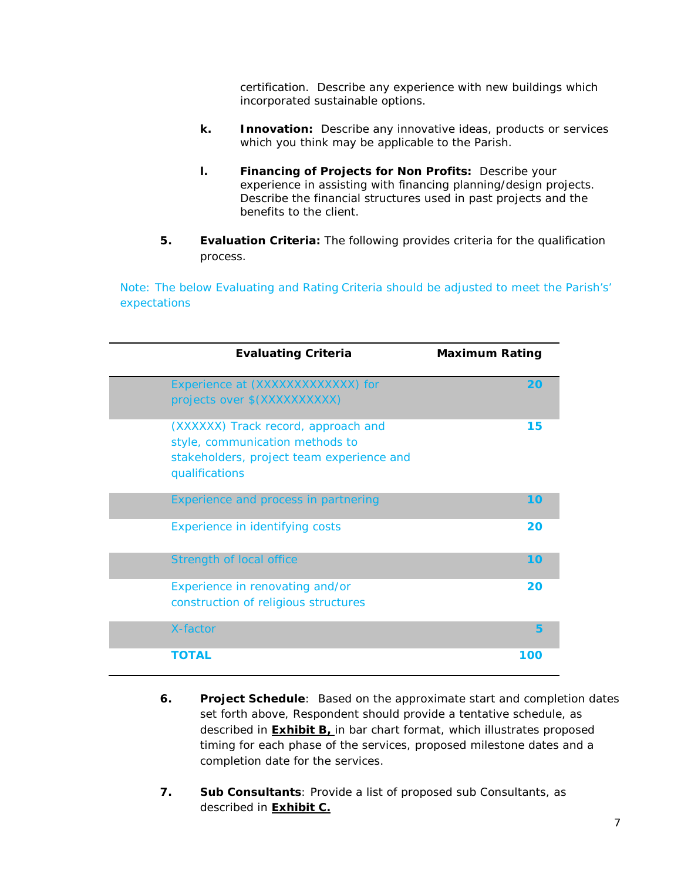certification. Describe any experience with new buildings which incorporated sustainable options.

k. **Innovation:** Describe any innovative ideas, products or services which you think may be applicable to the Parish.

l. **Financing of Projects for Non Profits:** Describe your experience in assisting with financing planning/design projects. Describe the financial structures used in past projects and the benefits to the client.

5. **Evaluation Criteria:** The following provides criteria for the qualification process.

Note: The below Evaluating and Rating Criteria should be adjusted to meet the Parish's' expectations

| Evaluating Criteria | Maximum Rating |
|---|---|
| Experience at (XXXXXXXXXXXXX) for projects over $(XXXXXXXXXX) | **20** |
| (XXXXXX) Track record, approach and style, communication methods to stakeholders, project team experience and qualifications | **15** |
| Experience and process in partnering | **10** |
| Experience in identifying costs | **20** |
| Strength of local office | **10** |
| Experience in renovating and/or construction of religious structures | **20** |
| X-factor | **5** |
| **TOTAL** | **100** |

6. **Project Schedule**: Based on the approximate start and completion dates set forth above, Respondent should provide a tentative schedule, as described in **Exhibit B,** in bar chart format, which illustrates proposed timing for each phase of the services, proposed milestone dates and a completion date for the services.

7. **Sub Consultants**: Provide a list of proposed sub Consultants, as described in **Exhibit C.**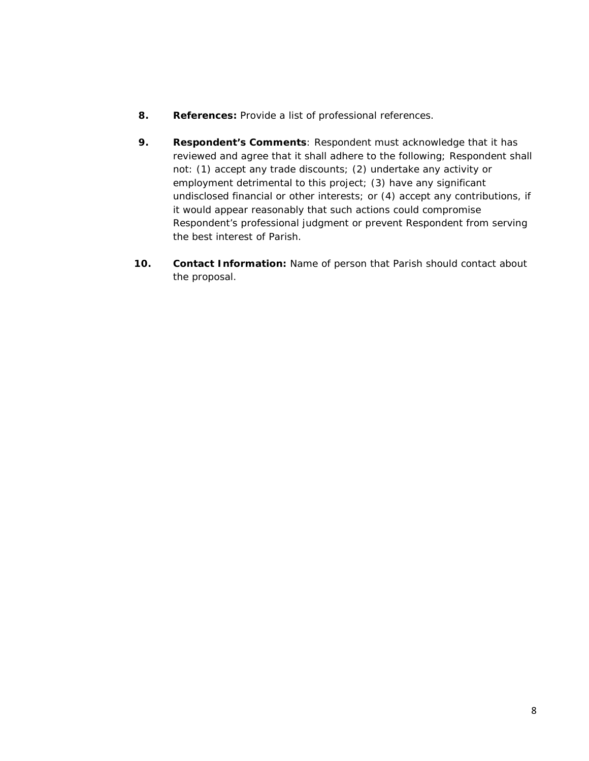8. **References:** Provide a list of professional references.

9. **Respondent's Comments**: Respondent must acknowledge that it has reviewed and agree that it shall adhere to the following; Respondent shall not: (1) accept any trade discounts; (2) undertake any activity or employment detrimental to this project; (3) have any significant undisclosed financial or other interests; or (4) accept any contributions, if it would appear reasonably that such actions could compromise Respondent's professional judgment or prevent Respondent from serving the best interest of Parish.

10. **Contact Information:** Name of person that Parish should contact about the proposal.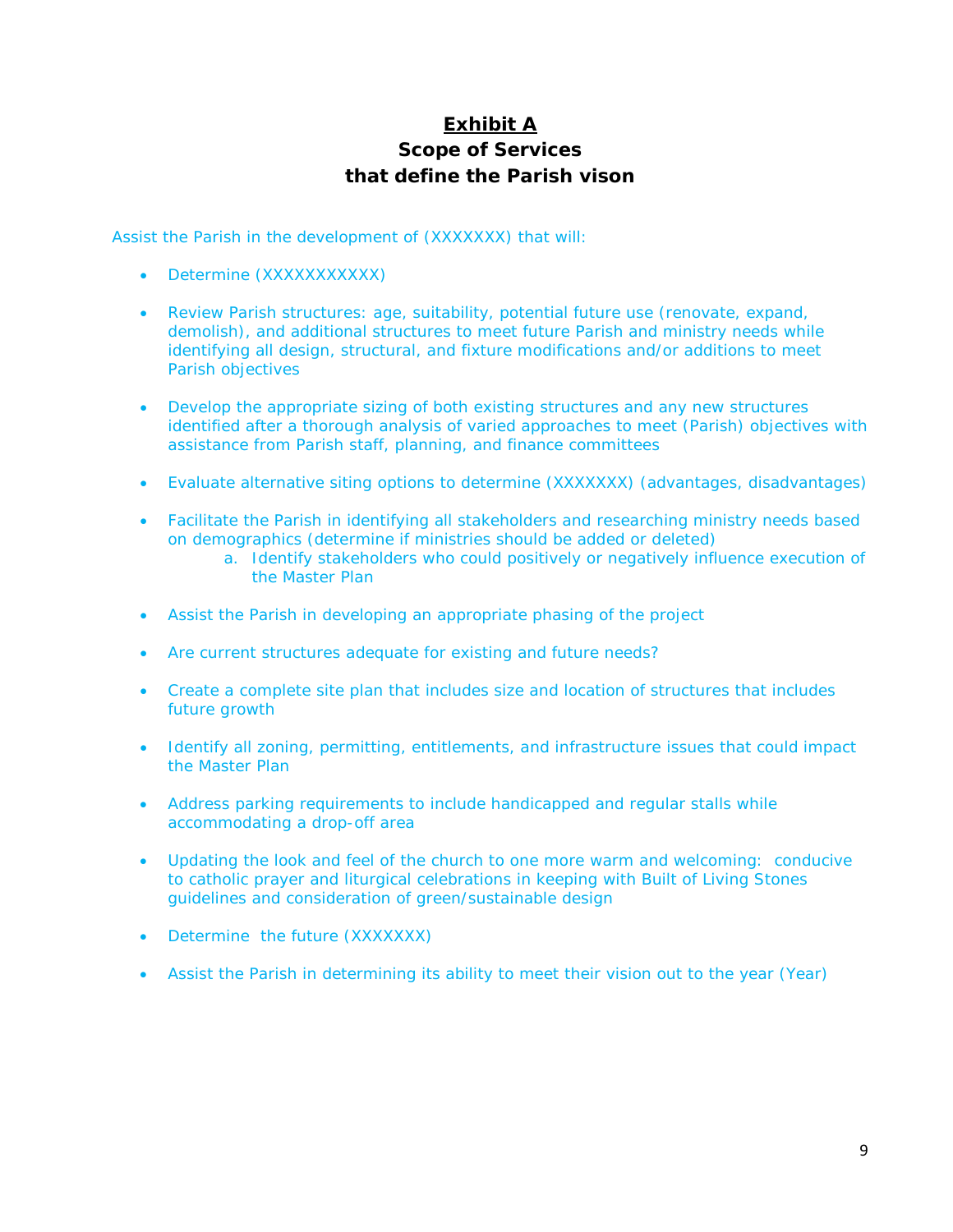# **Exhibit A**
## Scope of Services
## that define the Parish vison

Assist the Parish in the development of (XXXXXXX) that will:

- Determine (XXXXXXXXXXX)
- Review Parish structures: age, suitability, potential future use (renovate, expand, demolish), and additional structures to meet future Parish and ministry needs while identifying all design, structural, and fixture modifications and/or additions to meet Parish objectives
- Develop the appropriate sizing of both existing structures and any new structures identified after a thorough analysis of varied approaches to meet (Parish) objectives with assistance from Parish staff, planning, and finance committees
- Evaluate alternative siting options to determine (XXXXXXX) (advantages, disadvantages)
- Facilitate the Parish in identifying all stakeholders and researching ministry needs based on demographics (determine if ministries should be added or deleted)
    a. Identify stakeholders who could positively or negatively influence execution of the Master Plan
- Assist the Parish in developing an appropriate phasing of the project
- Are current structures adequate for existing and future needs?
- Create a complete site plan that includes size and location of structures that includes future growth
- Identify all zoning, permitting, entitlements, and infrastructure issues that could impact the Master Plan
- Address parking requirements to include handicapped and regular stalls while accommodating a drop-off area
- Updating the look and feel of the church to one more warm and welcoming: conducive to catholic prayer and liturgical celebrations in keeping with Built of Living Stones guidelines and consideration of green/sustainable design
- Determine the future (XXXXXXX)
- Assist the Parish in determining its ability to meet their vision out to the year (Year)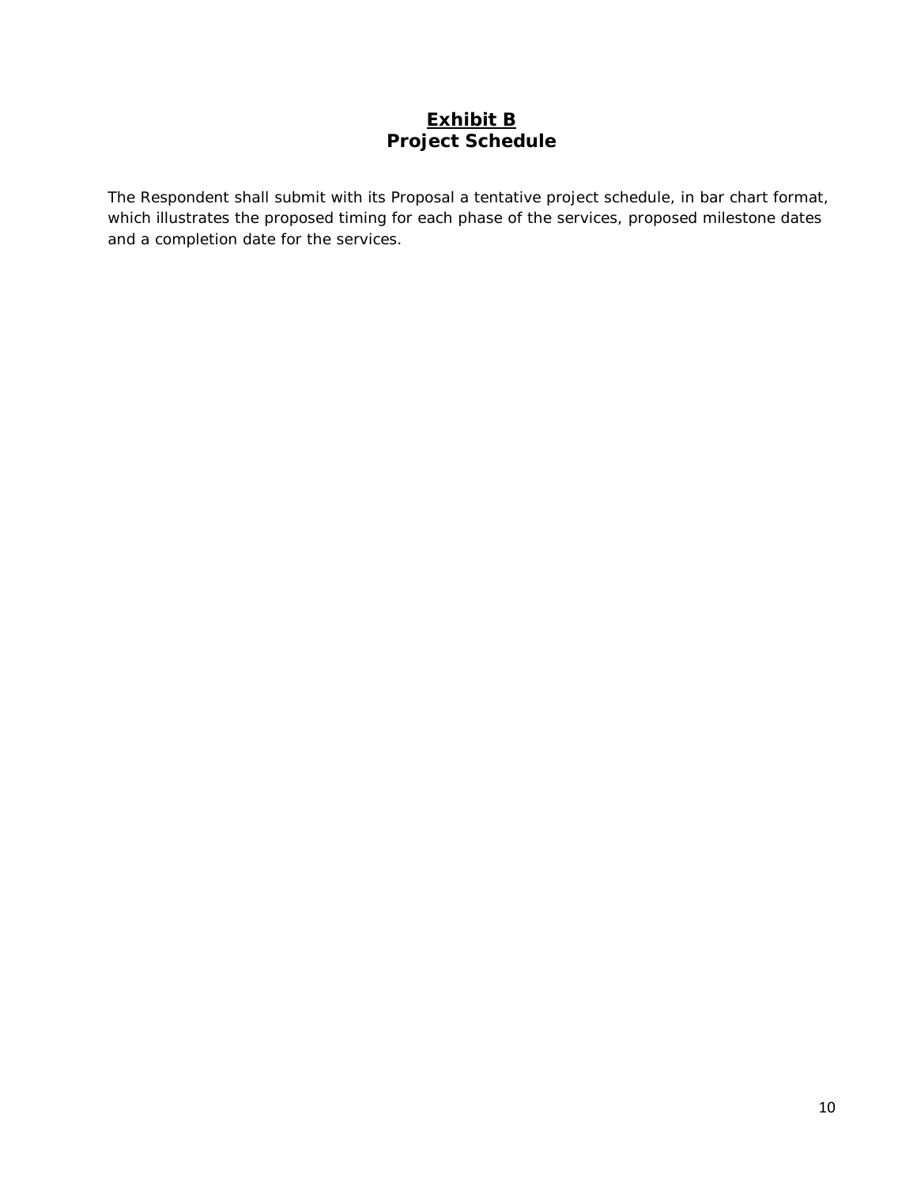# **<u>Exhibit B</u>**
# **Project Schedule**

The Respondent shall submit with its Proposal a tentative project schedule, in bar chart format, which illustrates the proposed timing for each phase of the services, proposed milestone dates and a completion date for the services.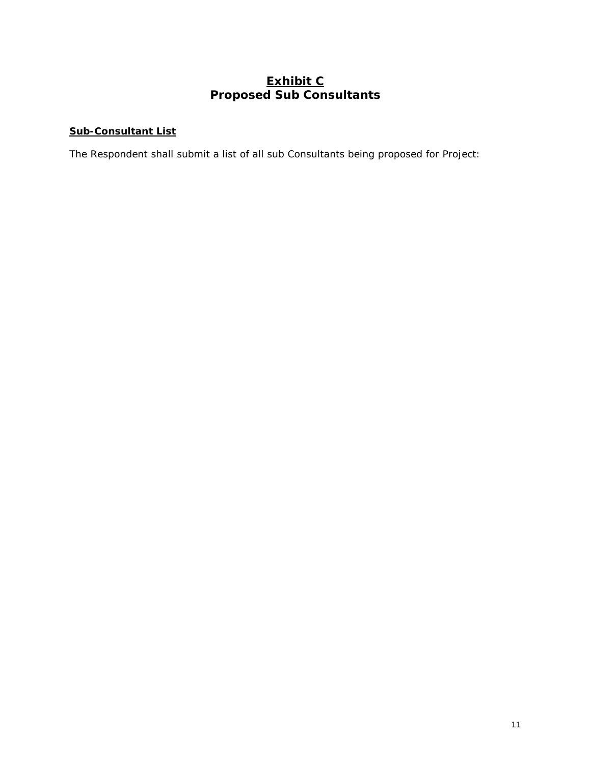# **Exhibit C**
# **Proposed Sub Consultants**

**Sub-Consultant List**

The Respondent shall submit a list of all sub Consultants being proposed for Project: